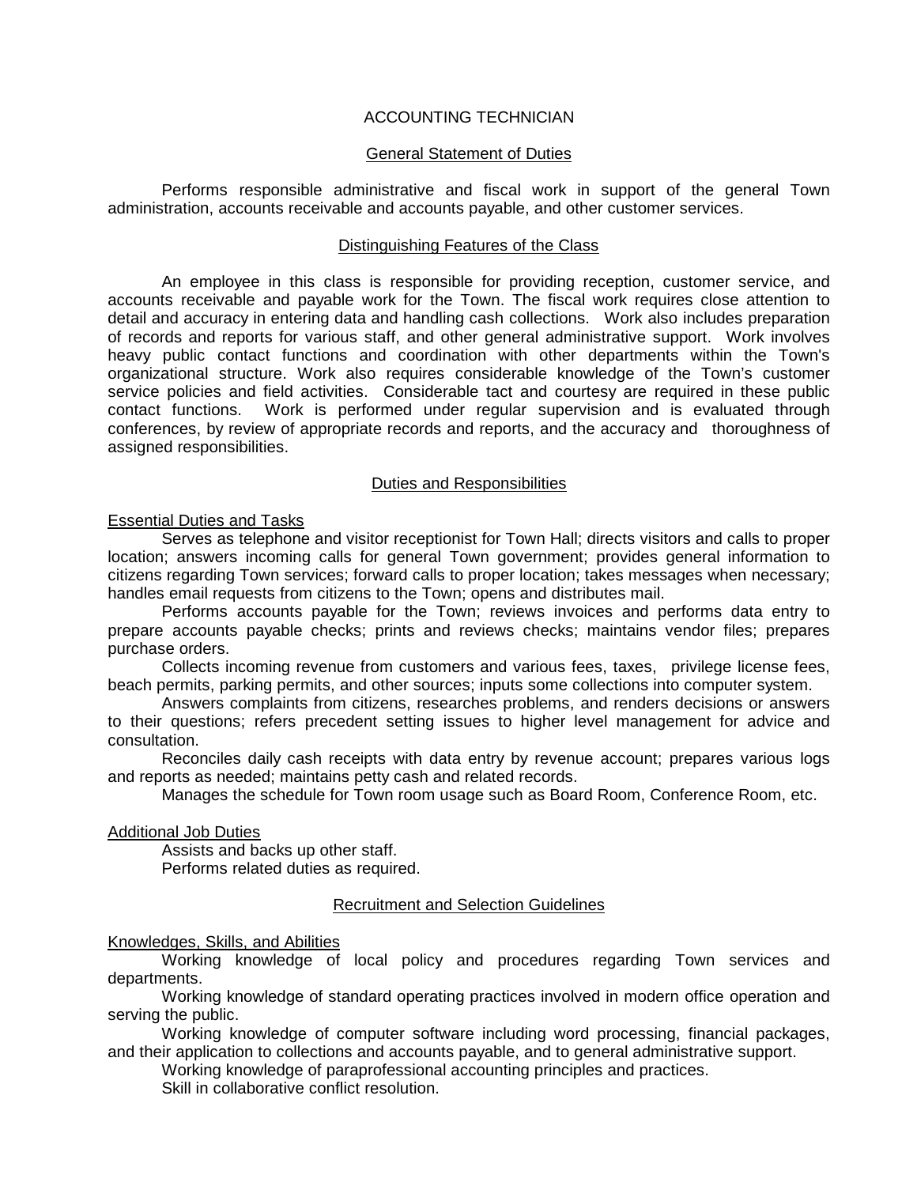# ACCOUNTING TECHNICIAN

## General Statement of Duties

Performs responsible administrative and fiscal work in support of the general Town administration, accounts receivable and accounts payable, and other customer services.

## Distinguishing Features of the Class

An employee in this class is responsible for providing reception, customer service, and accounts receivable and payable work for the Town. The fiscal work requires close attention to detail and accuracy in entering data and handling cash collections. Work also includes preparation of records and reports for various staff, and other general administrative support. Work involves heavy public contact functions and coordination with other departments within the Town's organizational structure. Work also requires considerable knowledge of the Town's customer service policies and field activities. Considerable tact and courtesy are required in these public contact functions. Work is performed under regular supervision and is evaluated through conferences, by review of appropriate records and reports, and the accuracy and thoroughness of assigned responsibilities.

## Duties and Responsibilities

### Essential Duties and Tasks

Serves as telephone and visitor receptionist for Town Hall; directs visitors and calls to proper location; answers incoming calls for general Town government; provides general information to citizens regarding Town services; forward calls to proper location; takes messages when necessary; handles email requests from citizens to the Town; opens and distributes mail.

Performs accounts payable for the Town; reviews invoices and performs data entry to prepare accounts payable checks; prints and reviews checks; maintains vendor files; prepares purchase orders.

Collects incoming revenue from customers and various fees, taxes, privilege license fees, beach permits, parking permits, and other sources; inputs some collections into computer system.

Answers complaints from citizens, researches problems, and renders decisions or answers to their questions; refers precedent setting issues to higher level management for advice and consultation.

Reconciles daily cash receipts with data entry by revenue account; prepares various logs and reports as needed; maintains petty cash and related records.

Manages the schedule for Town room usage such as Board Room, Conference Room, etc.

### Additional Job Duties

Assists and backs up other staff.

Performs related duties as required.

## Recruitment and Selection Guidelines

### Knowledges, Skills, and Abilities

Working knowledge of local policy and procedures regarding Town services and departments.

Working knowledge of standard operating practices involved in modern office operation and serving the public.

Working knowledge of computer software including word processing, financial packages, and their application to collections and accounts payable, and to general administrative support.

Working knowledge of paraprofessional accounting principles and practices.

Skill in collaborative conflict resolution.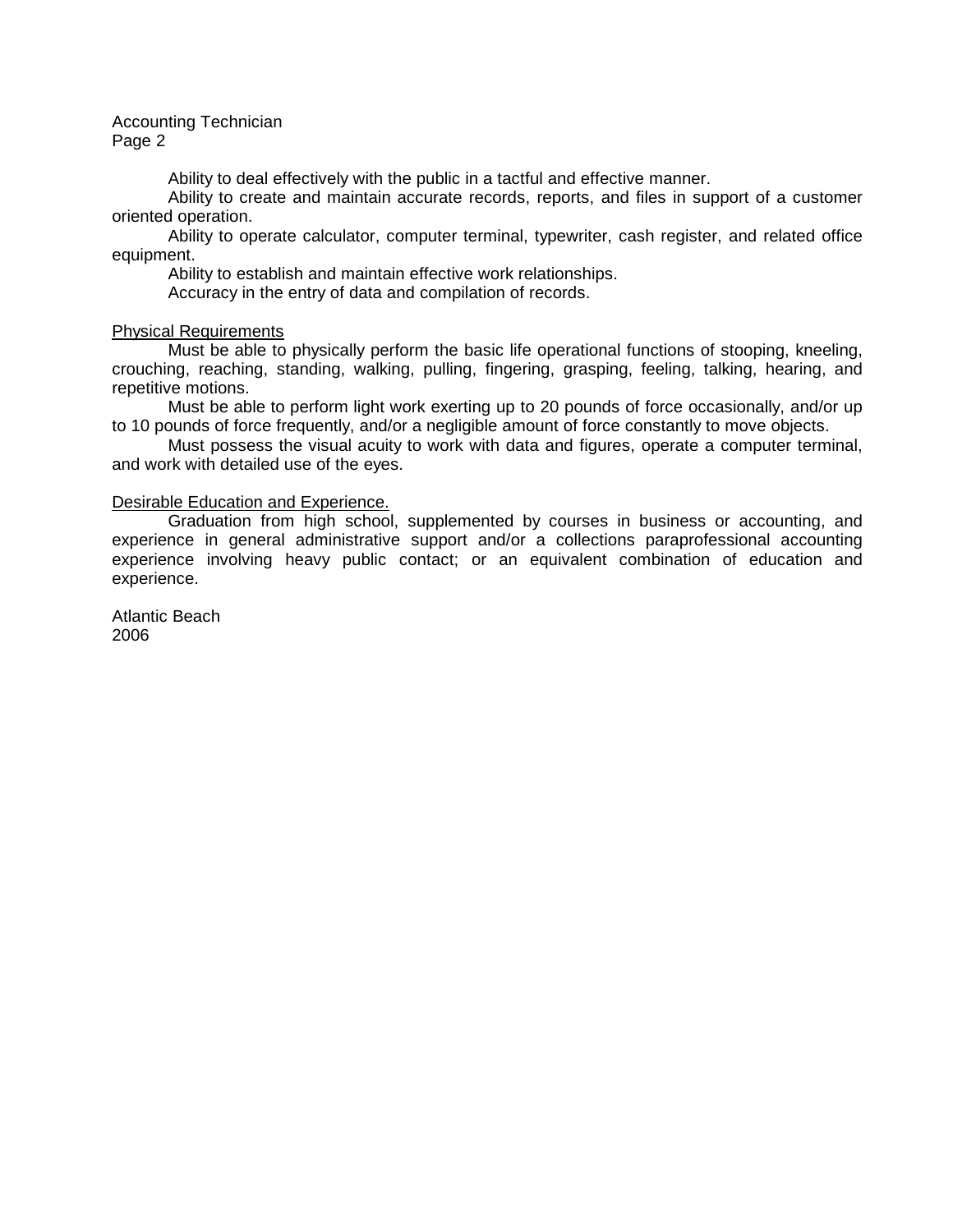Ability to deal effectively with the public in a tactful and effective manner.

Ability to create and maintain accurate records, reports, and files in support of a customer oriented operation.

Ability to operate calculator, computer terminal, typewriter, cash register, and related office equipment.

Ability to establish and maintain effective work relationships.

Accuracy in the entry of data and compilation of records.

<u>Physical Requirements</u>

Must be able to physically perform the basic life operational functions of stooping, kneeling, crouching, reaching, standing, walking, pulling, fingering, grasping, feeling, talking, hearing, and repetitive motions.

Must be able to perform light work exerting up to 20 pounds of force occasionally, and/or up to 10 pounds of force frequently, and/or a negligible amount of force constantly to move objects.

Must possess the visual acuity to work with data and figures, operate a computer terminal, and work with detailed use of the eyes.

<u>Desirable Education and Experience.</u>

Graduation from high school, supplemented by courses in business or accounting, and experience in general administrative support and/or a collections paraprofessional accounting experience involving heavy public contact; or an equivalent combination of education and experience.

Atlantic Beach
2006